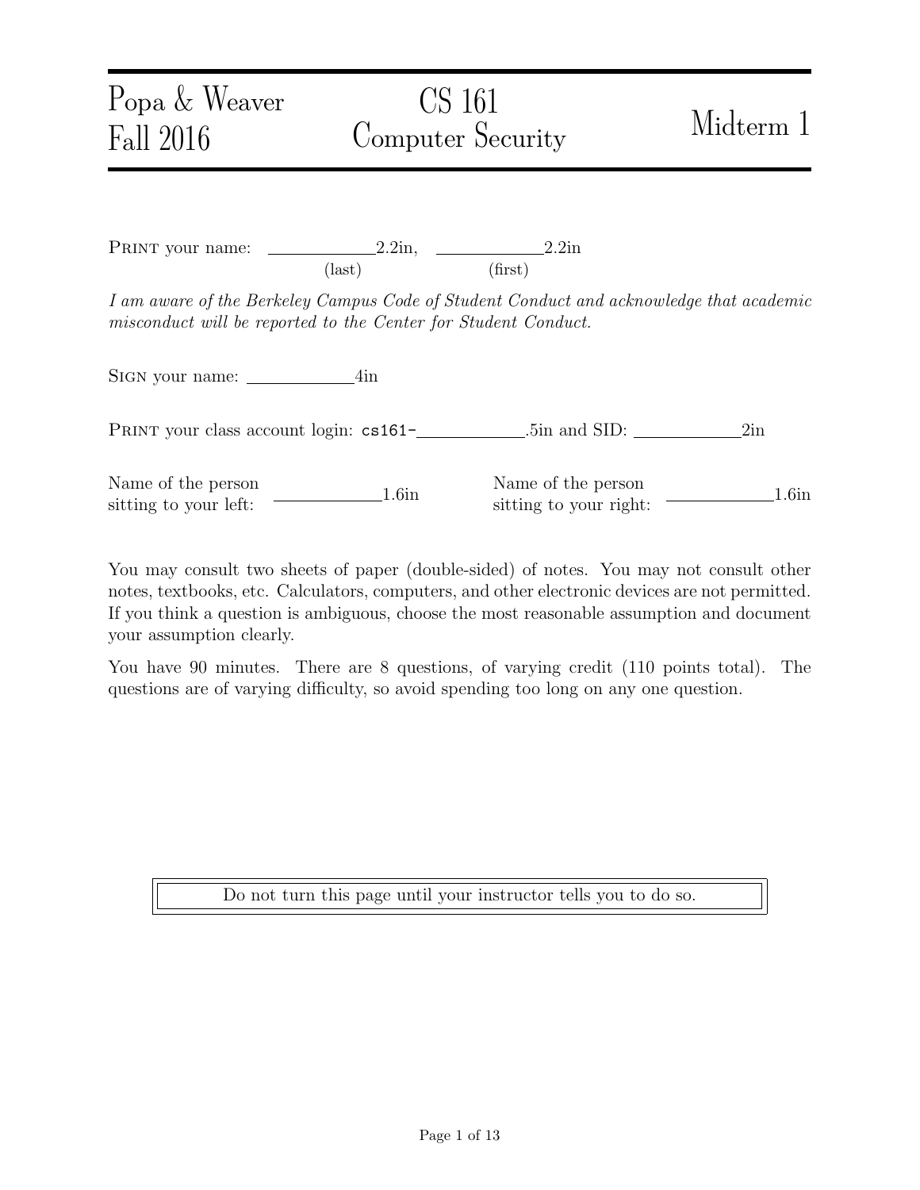Popa & Weaver
Fall 2016

# CS 161 Computer Security

## Midterm 1

PRINT your name: ____________2.2in, ____________2.2in
(last) (first)

*I am aware of the Berkeley Campus Code of Student Conduct and acknowledge that academic misconduct will be reported to the Center for Student Conduct.*

SIGN your name: ____________4in

PRINT your class account login: cs161-____________.5in and SID: ____________2in

Name of the person sitting to your left: ____________1.6in

Name of the person sitting to your right: ____________1.6in

You may consult two sheets of paper (double-sided) of notes. You may not consult other notes, textbooks, etc. Calculators, computers, and other electronic devices are not permitted. If you think a question is ambiguous, choose the most reasonable assumption and document your assumption clearly.

You have 90 minutes. There are 8 questions, of varying credit (110 points total). The questions are of varying difficulty, so avoid spending too long on any one question.

Do not turn this page until your instructor tells you to do so.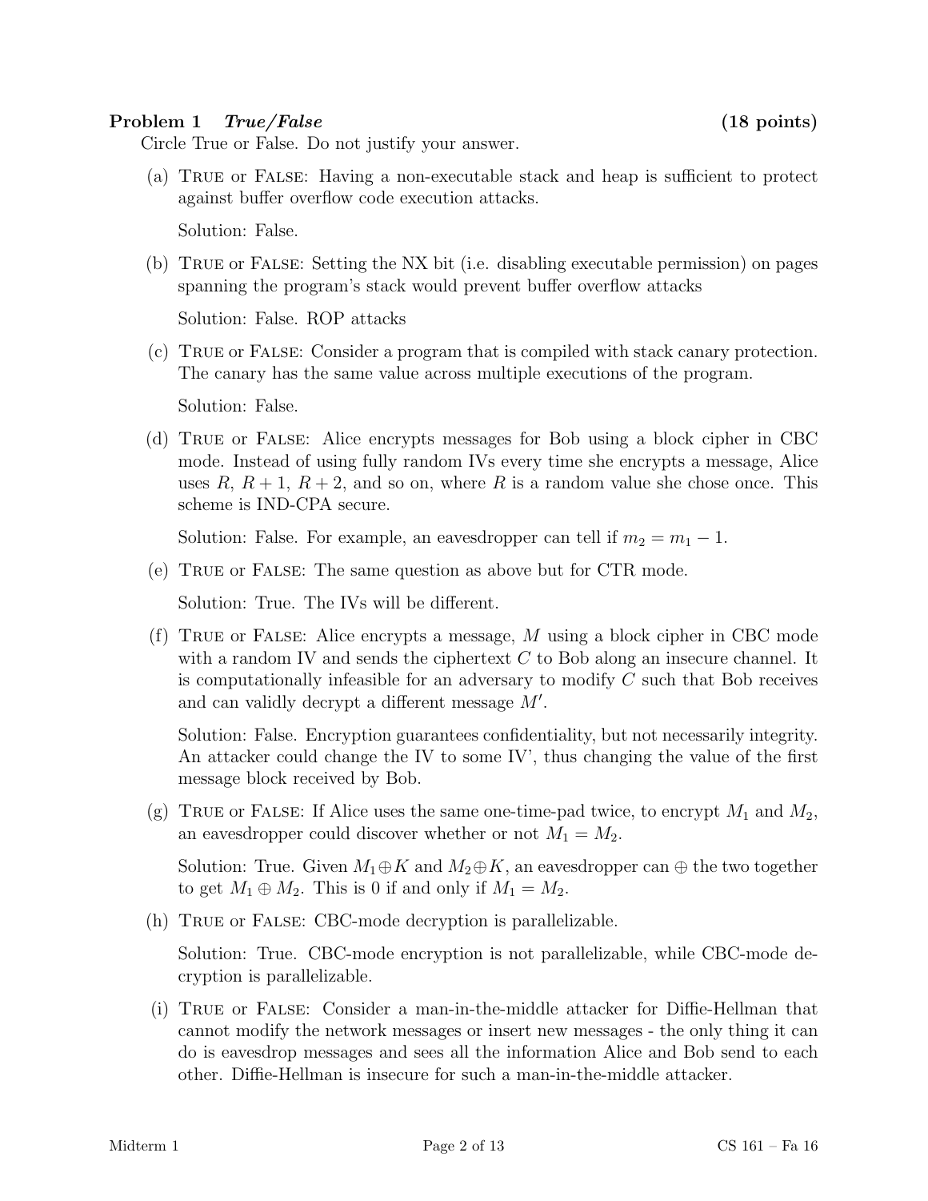## Problem 1 *True/False* (18 points)

Circle True or False. Do not justify your answer.

(a) True or False: Having a non-executable stack and heap is sufficient to protect against buffer overflow code execution attacks.

Solution: False.

(b) True or False: Setting the NX bit (i.e. disabling executable permission) on pages spanning the program's stack would prevent buffer overflow attacks

Solution: False. ROP attacks

(c) True or False: Consider a program that is compiled with stack canary protection. The canary has the same value across multiple executions of the program.

Solution: False.

(d) True or False: Alice encrypts messages for Bob using a block cipher in CBC mode. Instead of using fully random IVs every time she encrypts a message, Alice uses $R$, $R+1$, $R+2$, and so on, where $R$ is a random value she chose once. This scheme is IND-CPA secure.

Solution: False. For example, an eavesdropper can tell if $m_2 = m_1 - 1$.

(e) True or False: The same question as above but for CTR mode.

Solution: True. The IVs will be different.

(f) True or False: Alice encrypts a message, $M$ using a block cipher in CBC mode with a random IV and sends the ciphertext $C$ to Bob along an insecure channel. It is computationally infeasible for an adversary to modify $C$ such that Bob receives and can validly decrypt a different message $M'$.

Solution: False. Encryption guarantees confidentiality, but not necessarily integrity. An attacker could change the IV to some IV', thus changing the value of the first message block received by Bob.

(g) True or False: If Alice uses the same one-time-pad twice, to encrypt $M_1$ and $M_2$, an eavesdropper could discover whether or not $M_1 = M_2$.

Solution: True. Given $M_1 \oplus K$ and $M_2 \oplus K$, an eavesdropper can $\oplus$ the two together to get $M_1 \oplus M_2$. This is 0 if and only if $M_1 = M_2$.

(h) True or False: CBC-mode decryption is parallelizable.

Solution: True. CBC-mode encryption is not parallelizable, while CBC-mode decryption is parallelizable.

(i) True or False: Consider a man-in-the-middle attacker for Diffie-Hellman that cannot modify the network messages or insert new messages - the only thing it can do is eavesdrop messages and sees all the information Alice and Bob send to each other. Diffie-Hellman is insecure for such a man-in-the-middle attacker.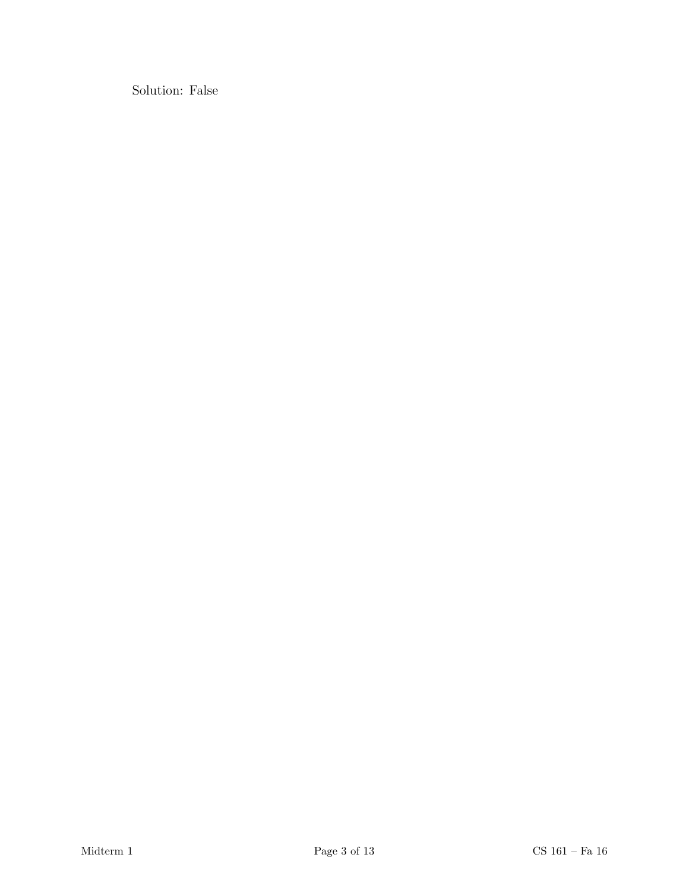Solution: False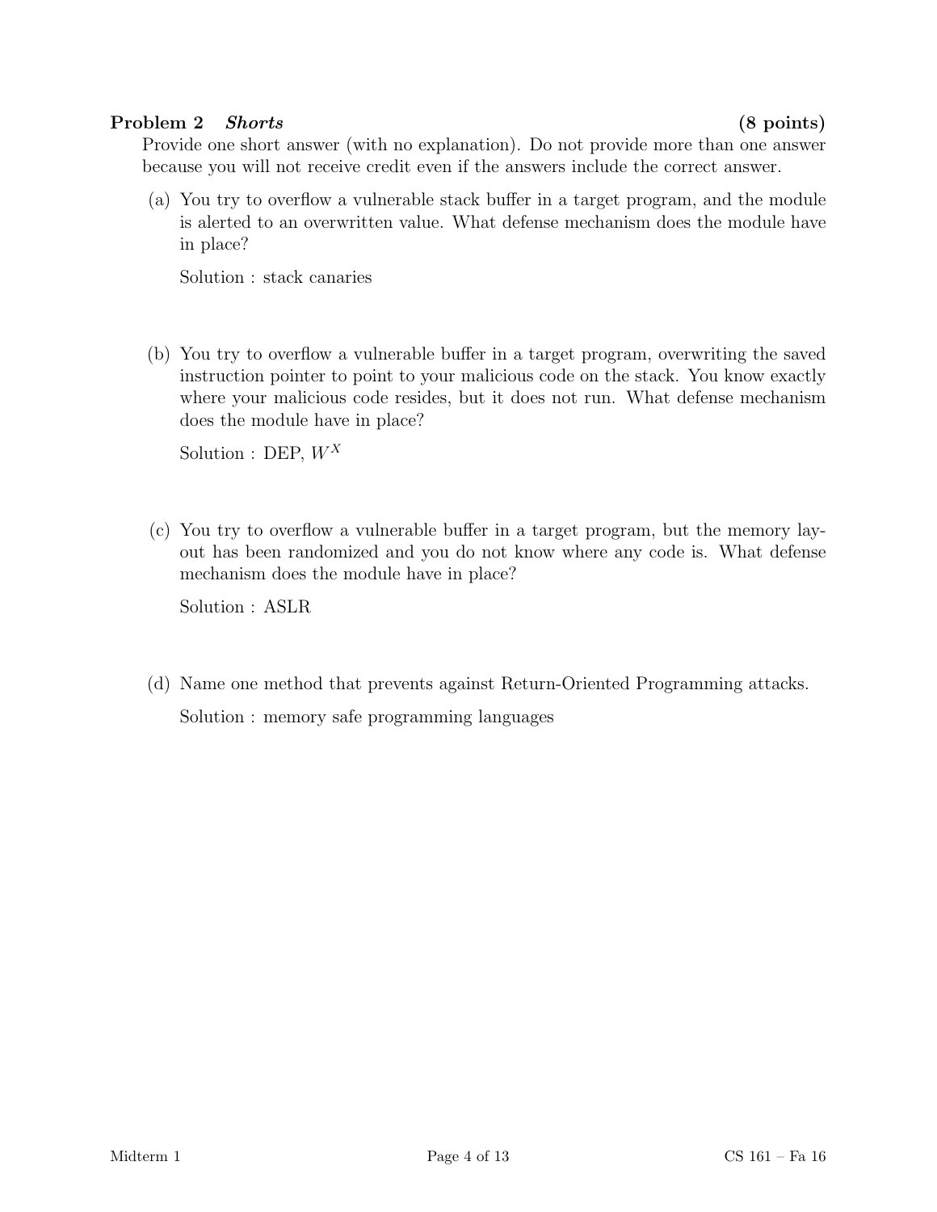## Problem 2 *Shorts* (8 points)

Provide one short answer (with no explanation). Do not provide more than one answer because you will not receive credit even if the answers include the correct answer.

(a) You try to overflow a vulnerable stack buffer in a target program, and the module is alerted to an overwritten value. What defense mechanism does the module have in place?

Solution : stack canaries

(b) You try to overflow a vulnerable buffer in a target program, overwriting the saved instruction pointer to point to your malicious code on the stack. You know exactly where your malicious code resides, but it does not run. What defense mechanism does the module have in place?

Solution : DEP, $W^X$

(c) You try to overflow a vulnerable buffer in a target program, but the memory layout has been randomized and you do not know where any code is. What defense mechanism does the module have in place?

Solution : ASLR

(d) Name one method that prevents against Return-Oriented Programming attacks.

Solution : memory safe programming languages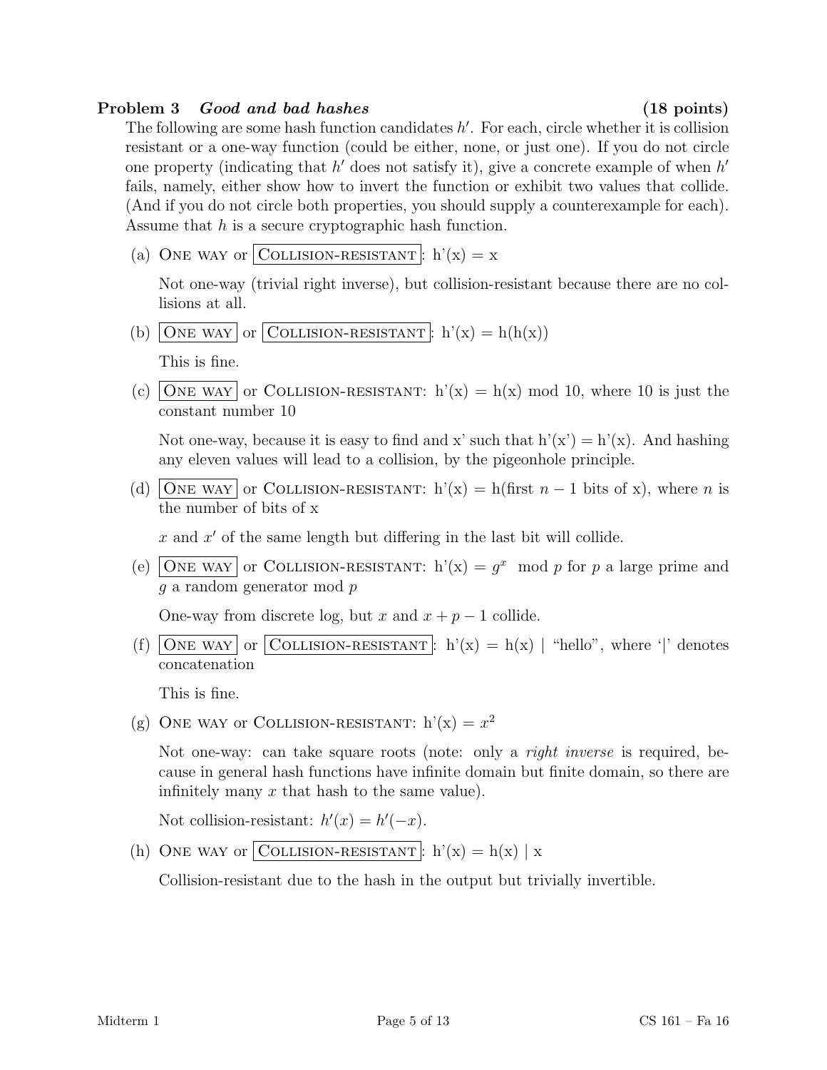**Problem 3** ***Good and bad hashes*** **(18 points)**

The following are some hash function candidates $h'$. For each, circle whether it is collision resistant or a one-way function (could be either, none, or just one). If you do not circle one property (indicating that $h'$ does not satisfy it), give a concrete example of when $h'$ fails, namely, either show how to invert the function or exhibit two values that collide. (And if you do not circle both properties, you should supply a counterexample for each). Assume that $h$ is a secure cryptographic hash function.

(a) ONE WAY or **[COLLISION-RESISTANT]**: h'(x) = x

Not one-way (trivial right inverse), but collision-resistant because there are no collisions at all.

(b) **[ONE WAY]** or **[COLLISION-RESISTANT]**: h'(x) = h(h(x))

This is fine.

(c) **[ONE WAY]** or COLLISION-RESISTANT: h'(x) = h(x) mod 10, where 10 is just the constant number 10

Not one-way, because it is easy to find and x' such that h'(x') = h'(x). And hashing any eleven values will lead to a collision, by the pigeonhole principle.

(d) **[ONE WAY]** or COLLISION-RESISTANT: h'(x) = h(first $n-1$ bits of x), where $n$ is the number of bits of x

$x$ and $x'$ of the same length but differing in the last bit will collide.

(e) **[ONE WAY]** or COLLISION-RESISTANT: h'(x) = $g^x \mod p$ for $p$ a large prime and $g$ a random generator mod $p$

One-way from discrete log, but $x$ and $x+p-1$ collide.

(f) **[ONE WAY]** or **[COLLISION-RESISTANT]**: h'(x) = h(x) | "hello", where '|' denotes concatenation

This is fine.

(g) ONE WAY or COLLISION-RESISTANT: h'(x) = $x^2$

Not one-way: can take square roots (note: only a *right inverse* is required, because in general hash functions have infinite domain but finite domain, so there are infinitely many $x$ that hash to the same value).

Not collision-resistant: $h'(x) = h'(-x)$.

(h) ONE WAY or **[COLLISION-RESISTANT]**: h'(x) = h(x) | x

Collision-resistant due to the hash in the output but trivially invertible.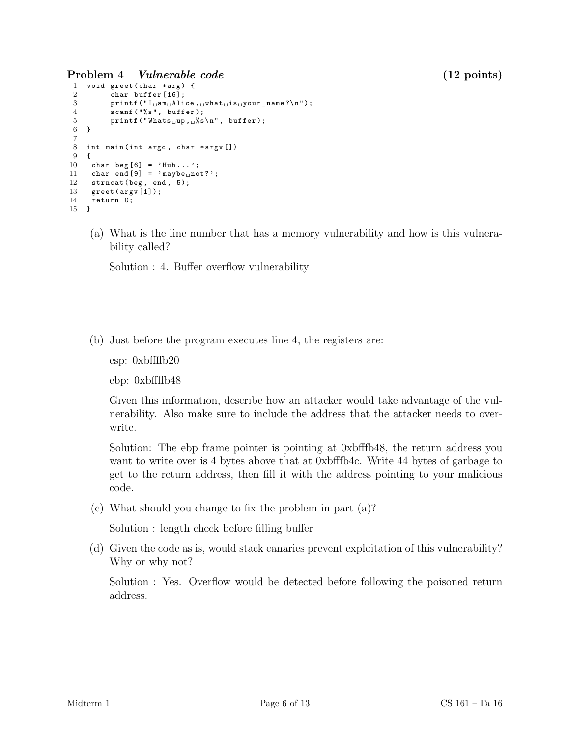## Problem 4 *Vulnerable code* (12 points)

```
1  void greet(char *arg) {
2       char buffer[16];
3       printf("I am Alice, what is your name?\n");
4       scanf("%s", buffer);
5       printf("Whats up, %s\n", buffer);
6  }
7
8  int main(int argc, char *argv[])
9  {
10  char beg[6] = 'Huh...';
11  char end[9] = 'maybe not?';
12  strncat(beg, end, 5);
13  greet(argv[1]);
14  return 0;
15 }
```

(a) What is the line number that has a memory vulnerability and how is this vulnerability called?

Solution : 4. Buffer overflow vulnerability

(b) Just before the program executes line 4, the registers are:

esp: 0xbffffb20

ebp: 0xbffffb48

Given this information, describe how an attacker would take advantage of the vulnerability. Also make sure to include the address that the attacker needs to overwrite.

Solution: The ebp frame pointer is pointing at 0xbfffb48, the return address you want to write over is 4 bytes above that at 0xbfffb4c. Write 44 bytes of garbage to get to the return address, then fill it with the address pointing to your malicious code.

(c) What should you change to fix the problem in part (a)?

Solution : length check before filling buffer

(d) Given the code as is, would stack canaries prevent exploitation of this vulnerability? Why or why not?

Solution : Yes. Overflow would be detected before following the poisoned return address.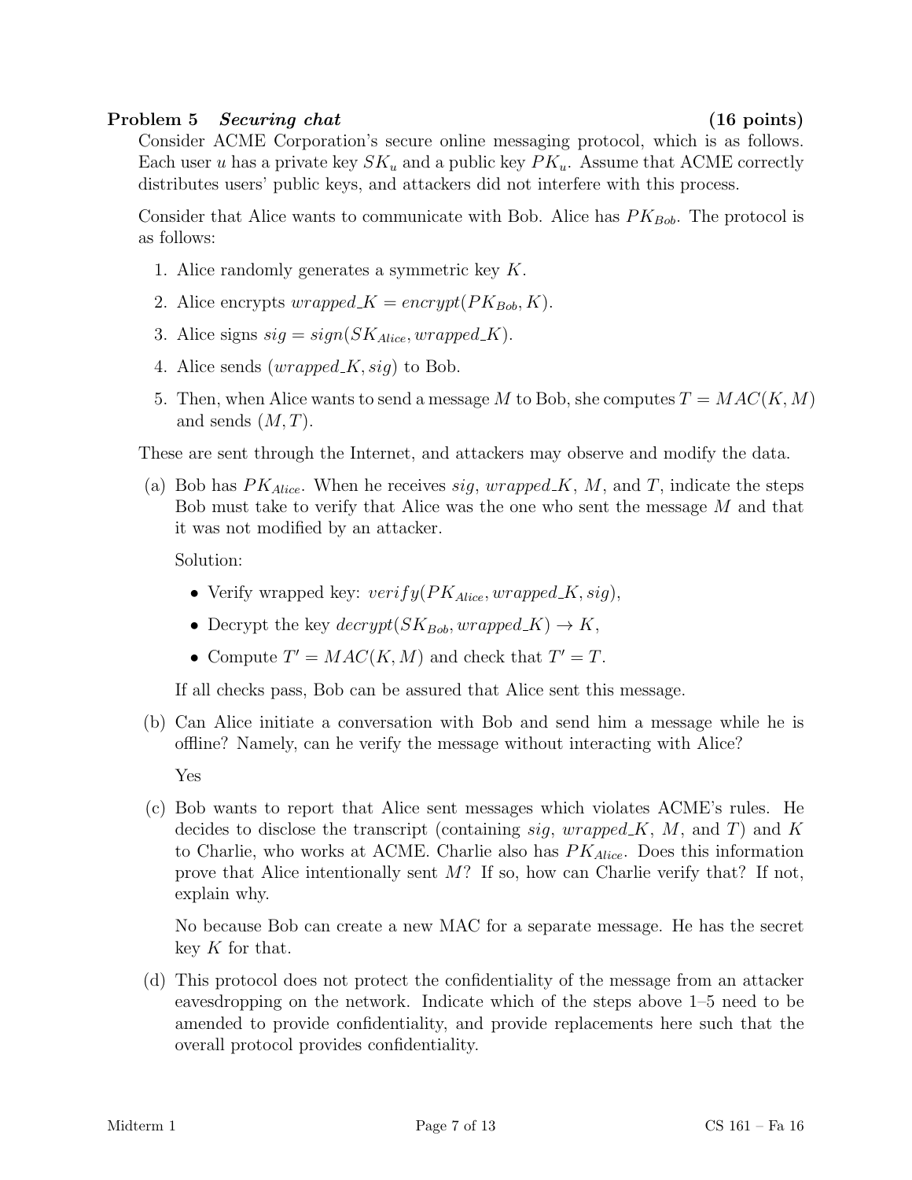## Problem 5 *Securing chat* (16 points)

Consider ACME Corporation's secure online messaging protocol, which is as follows. Each user $u$ has a private key $SK_u$ and a public key $PK_u$. Assume that ACME correctly distributes users' public keys, and attackers did not interfere with this process.

Consider that Alice wants to communicate with Bob. Alice has $PK_{Bob}$. The protocol is as follows:

1. Alice randomly generates a symmetric key $K$.
2. Alice encrypts $wrapped\_K = encrypt(PK_{Bob}, K)$.
3. Alice signs $sig = sign(SK_{Alice}, wrapped\_K)$.
4. Alice sends $(wrapped\_K, sig)$ to Bob.
5. Then, when Alice wants to send a message $M$ to Bob, she computes $T = MAC(K, M)$ and sends $(M, T)$.

These are sent through the Internet, and attackers may observe and modify the data.

(a) Bob has $PK_{Alice}$. When he receives $sig$, $wrapped\_K$, $M$, and $T$, indicate the steps Bob must take to verify that Alice was the one who sent the message $M$ and that it was not modified by an attacker.

Solution:

- Verify wrapped key: $verify(PK_{Alice}, wrapped\_K, sig)$,
- Decrypt the key $decrypt(SK_{Bob}, wrapped\_K) \rightarrow K$,
- Compute $T' = MAC(K, M)$ and check that $T' = T$.

If all checks pass, Bob can be assured that Alice sent this message.

(b) Can Alice initiate a conversation with Bob and send him a message while he is offline? Namely, can he verify the message without interacting with Alice?

Yes

(c) Bob wants to report that Alice sent messages which violates ACME's rules. He decides to disclose the transcript (containing $sig$, $wrapped\_K$, $M$, and $T$) and $K$ to Charlie, who works at ACME. Charlie also has $PK_{Alice}$. Does this information prove that Alice intentionally sent $M$? If so, how can Charlie verify that? If not, explain why.

No because Bob can create a new MAC for a separate message. He has the secret key $K$ for that.

(d) This protocol does not protect the confidentiality of the message from an attacker eavesdropping on the network. Indicate which of the steps above 1–5 need to be amended to provide confidentiality, and provide replacements here such that the overall protocol provides confidentiality.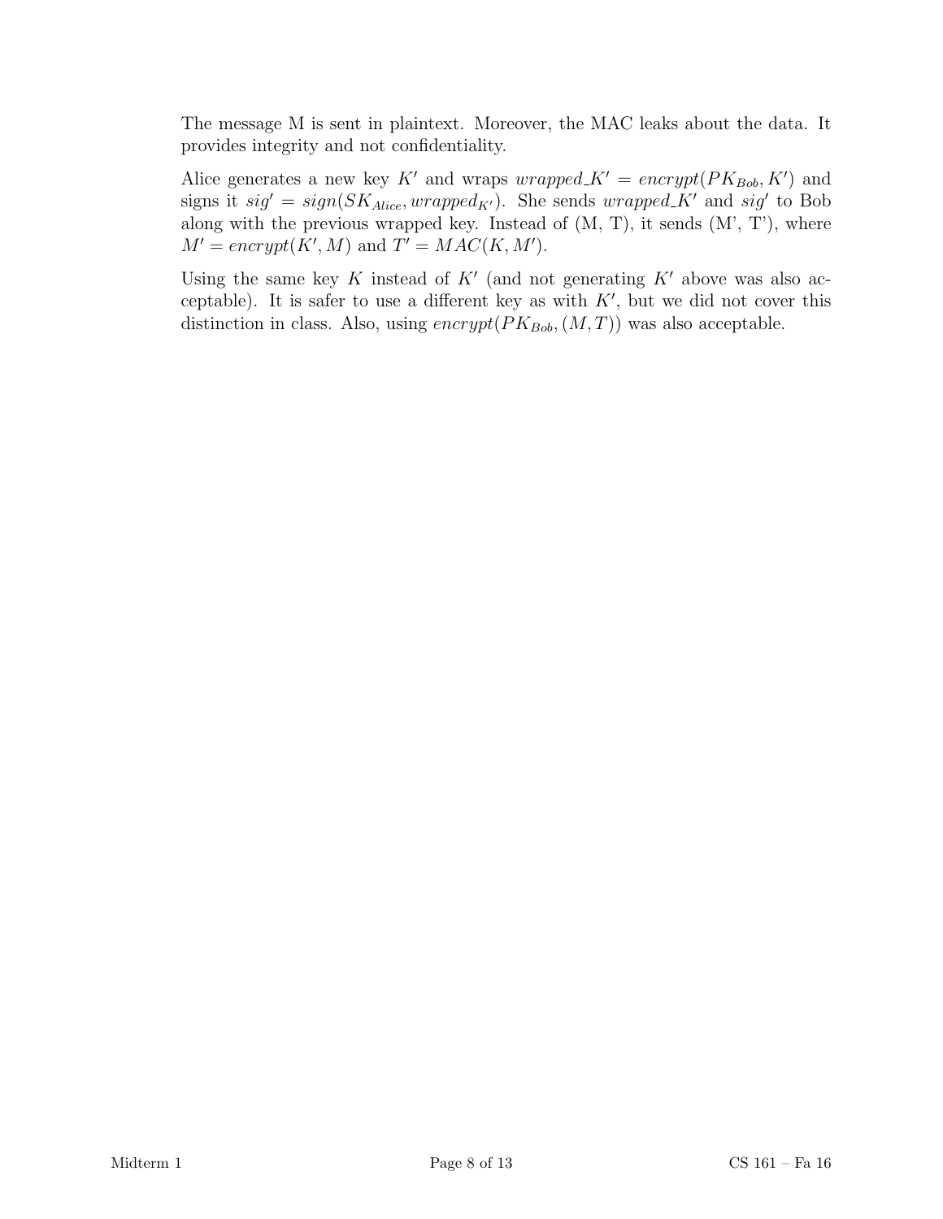The message M is sent in plaintext. Moreover, the MAC leaks about the data. It provides integrity and not confidentiality.

Alice generates a new key $K'$ and wraps $wrapped\_K' = encrypt(PK_{Bob}, K')$ and signs it $sig' = sign(SK_{Alice}, wrapped_{K'})$. She sends $wrapped\_K'$ and $sig'$ to Bob along with the previous wrapped key. Instead of (M, T), it sends (M', T'), where $M' = encrypt(K', M)$ and $T' = MAC(K, M')$.

Using the same key $K$ instead of $K'$ (and not generating $K'$ above was also acceptable). It is safer to use a different key as with $K'$, but we did not cover this distinction in class. Also, using $encrypt(PK_{Bob}, (M, T))$ was also acceptable.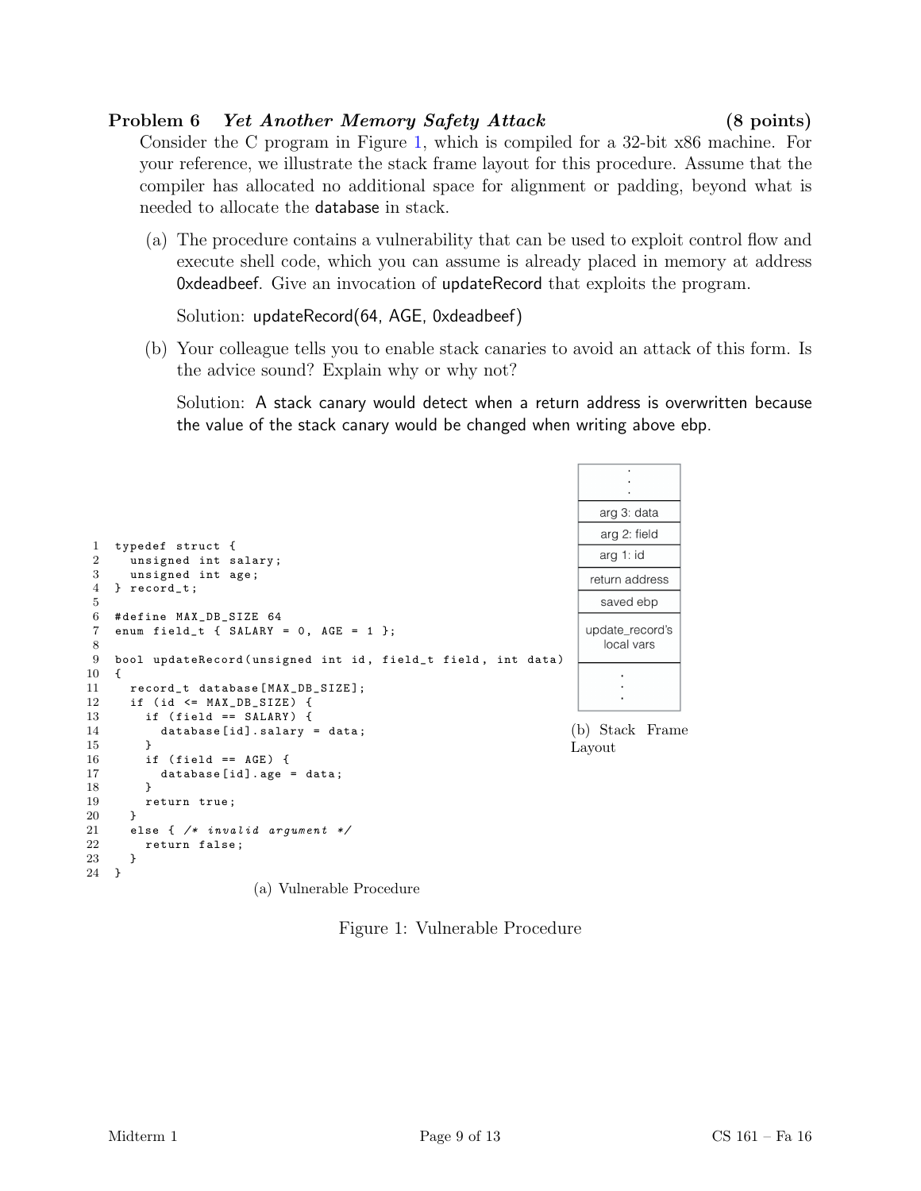**Problem 6** ***Yet Another Memory Safety Attack*** **(8 points)**

Consider the C program in Figure 1, which is compiled for a 32-bit x86 machine. For your reference, we illustrate the stack frame layout for this procedure. Assume that the compiler has allocated no additional space for alignment or padding, beyond what is needed to allocate the database in stack.

(a) The procedure contains a vulnerability that can be used to exploit control flow and execute shell code, which you can assume is already placed in memory at address 0xdeadbeef. Give an invocation of updateRecord that exploits the program.

Solution: updateRecord(64, AGE, 0xdeadbeef)

(b) Your colleague tells you to enable stack canaries to avoid an attack of this form. Is the advice sound? Explain why or why not?

Solution: A stack canary would detect when a return address is overwritten because the value of the stack canary would be changed when writing above ebp.

```
1  typedef struct {
2    unsigned int salary;
3    unsigned int age;
4  } record_t;
5
6  #define MAX_DB_SIZE 64
7  enum field_t { SALARY = 0, AGE = 1 };
8
9  bool updateRecord(unsigned int id, field_t field, int data)
10 {
11   record_t database[MAX_DB_SIZE];
12   if (id <= MAX_DB_SIZE) {
13     if (field == SALARY) {
14       database[id].salary = data;
15     }
16     if (field == AGE) {
17       database[id].age = data;
18     }
19     return true;
20   }
21   else { /* invalid argument */
22     return false;
23   }
24 }
```

(a) Vulnerable Procedure

| . . . |
|---|
| arg 3: data |
| arg 2: field |
| arg 1: id |
| return address |
| saved ebp |
| update_record's local vars |
| . . . |

(b) Stack Frame Layout

Figure 1: Vulnerable Procedure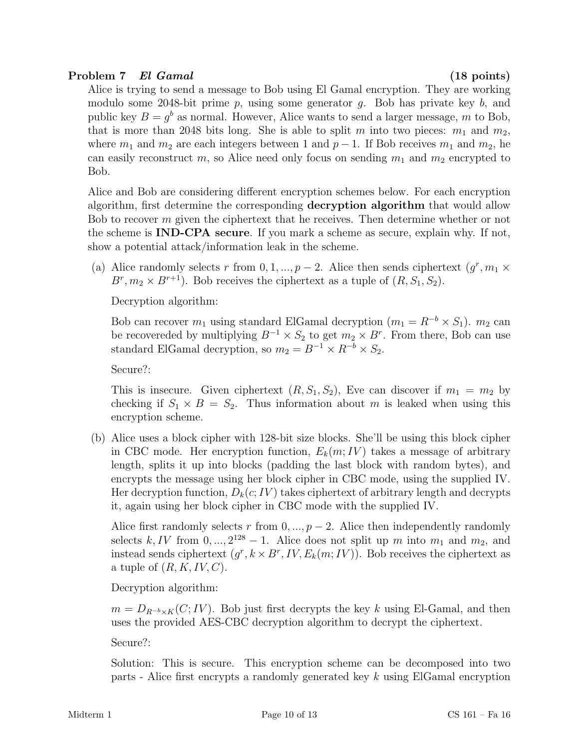## Problem 7 *El Gamal* (18 points)

Alice is trying to send a message to Bob using El Gamal encryption. They are working modulo some 2048-bit prime $p$, using some generator $g$. Bob has private key $b$, and public key $B = g^b$ as normal. However, Alice wants to send a larger message, $m$ to Bob, that is more than 2048 bits long. She is able to split $m$ into two pieces: $m_1$ and $m_2$, where $m_1$ and $m_2$ are each integers between 1 and $p-1$. If Bob receives $m_1$ and $m_2$, he can easily reconstruct $m$, so Alice need only focus on sending $m_1$ and $m_2$ encrypted to Bob.

Alice and Bob are considering different encryption schemes below. For each encryption algorithm, first determine the corresponding **decryption algorithm** that would allow Bob to recover $m$ given the ciphertext that he receives. Then determine whether or not the scheme is **IND-CPA secure**. If you mark a scheme as secure, explain why. If not, show a potential attack/information leak in the scheme.

(a) Alice randomly selects $r$ from $0, 1, ..., p-2$. Alice then sends ciphertext $(g^r, m_1 \times B^r, m_2 \times B^{r+1})$. Bob receives the ciphertext as a tuple of $(R, S_1, S_2)$.

Decryption algorithm:

Bob can recover $m_1$ using standard ElGamal decryption ($m_1 = R^{-b} \times S_1$). $m_2$ can be recovereded by multiplying $B^{-1} \times S_2$ to get $m_2 \times B^r$. From there, Bob can use standard ElGamal decryption, so $m_2 = B^{-1} \times R^{-b} \times S_2$.

Secure?:

This is insecure. Given ciphertext $(R, S_1, S_2)$, Eve can discover if $m_1 = m_2$ by checking if $S_1 \times B = S_2$. Thus information about $m$ is leaked when using this encryption scheme.

(b) Alice uses a block cipher with 128-bit size blocks. She'll be using this block cipher in CBC mode. Her encryption function, $E_k(m; IV)$ takes a message of arbitrary length, splits it up into blocks (padding the last block with random bytes), and encrypts the message using her block cipher in CBC mode, using the supplied IV. Her decryption function, $D_k(c; IV)$ takes ciphertext of arbitrary length and decrypts it, again using her block cipher in CBC mode with the supplied IV.

Alice first randomly selects $r$ from $0, ..., p-2$. Alice then independently randomly selects $k, IV$ from $0, ..., 2^{128} - 1$. Alice does not split up $m$ into $m_1$ and $m_2$, and instead sends ciphertext $(g^r, k \times B^r, IV, E_k(m; IV))$. Bob receives the ciphertext as a tuple of $(R, K, IV, C)$.

Decryption algorithm:

$m = D_{R^{-b} \times K}(C; IV)$. Bob just first decrypts the key $k$ using El-Gamal, and then uses the provided AES-CBC decryption algorithm to decrypt the ciphertext.

Secure?:

Solution: This is secure. This encryption scheme can be decomposed into two parts - Alice first encrypts a randomly generated key $k$ using ElGamal encryption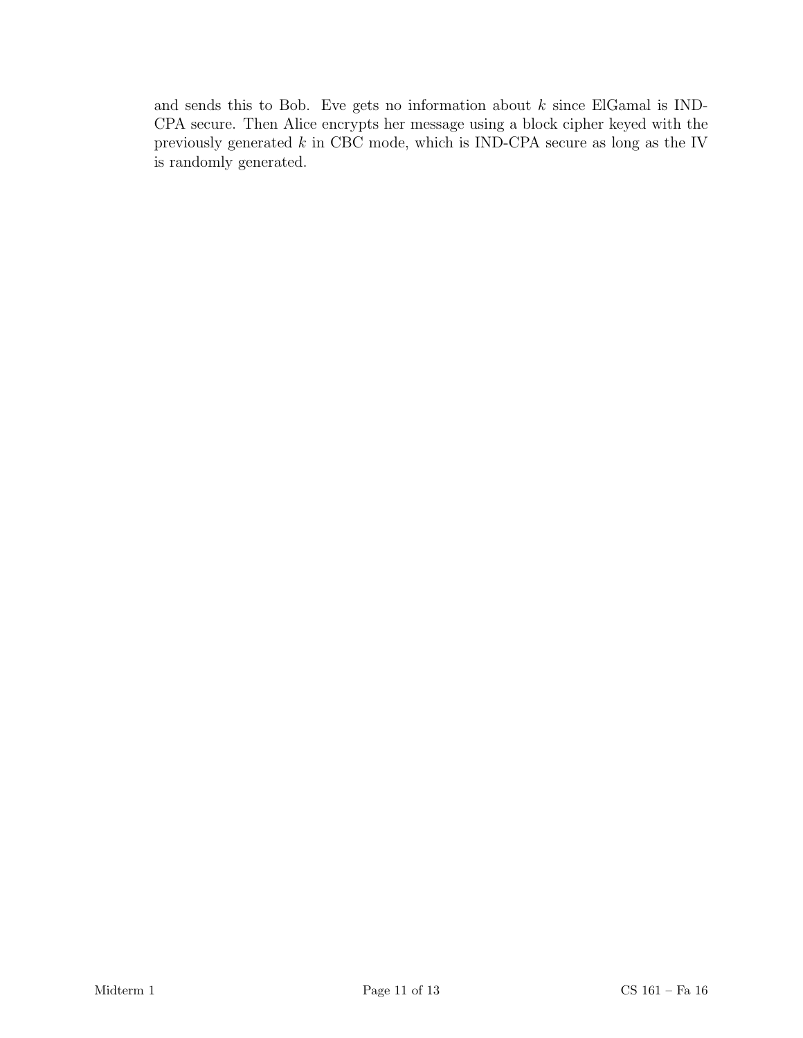and sends this to Bob. Eve gets no information about $k$ since ElGamal is IND-CPA secure. Then Alice encrypts her message using a block cipher keyed with the previously generated $k$ in CBC mode, which is IND-CPA secure as long as the IV is randomly generated.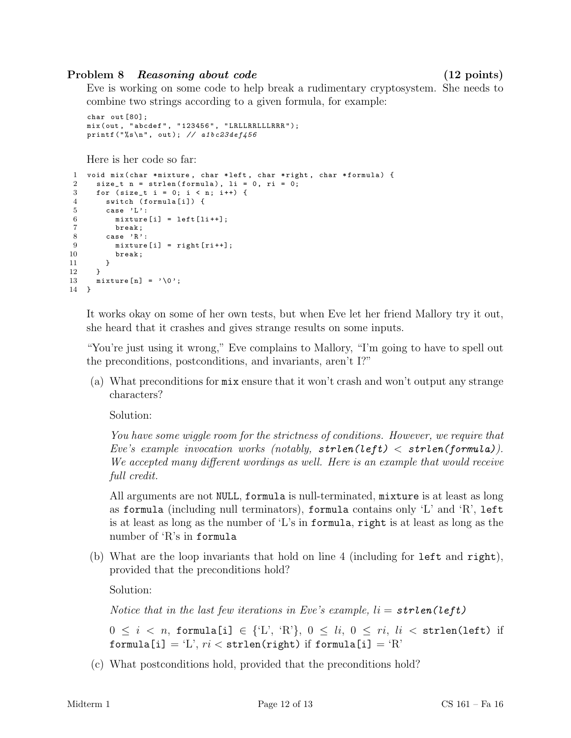## Problem 8 *Reasoning about code* (12 points)

Eve is working on some code to help break a rudimentary cryptosystem. She needs to combine two strings according to a given formula, for example:

```
char out[80];
mix(out, "abcdef", "123456", "LRLLRRLLLRRR");
printf("%s\n", out); // a1bc23def456
```

Here is her code so far:

```
1  void mix(char *mixture, char *left, char *right, char *formula) {
2    size_t n = strlen(formula), li = 0, ri = 0;
3    for (size_t i = 0; i < n; i++) {
4      switch (formula[i]) {
5      case 'L':
6        mixture[i] = left[li++];
7        break;
8      case 'R':
9        mixture[i] = right[ri++];
10       break;
11     }
12   }
13   mixture[n] = '\0';
14 }
```

It works okay on some of her own tests, but when Eve let her friend Mallory try it out, she heard that it crashes and gives strange results on some inputs.

"You're just using it wrong," Eve complains to Mallory, "I'm going to have to spell out the preconditions, postconditions, and invariants, aren't I?"

(a) What preconditions for `mix` ensure that it won't crash and won't output any strange characters?

Solution:

*You have some wiggle room for the strictness of conditions. However, we require that Eve's example invocation works (notably,* ***`strlen(left) < strlen(formula)`****). We accepted many different wordings as well. Here is an example that would receive full credit.*

All arguments are not `NULL`, `formula` is null-terminated, `mixture` is at least as long as `formula` (including null terminators), `formula` contains only 'L' and 'R', `left` is at least as long as the number of 'L's in `formula`, `right` is at least as long as the number of 'R's in `formula`

(b) What are the loop invariants that hold on line 4 (including for `left` and `right`), provided that the preconditions hold?

Solution:

*Notice that in the last few iterations in Eve's example, $li =$* ***`strlen(left)`***

$0 \le i < n$, `formula[i]` $\in$ {'L', 'R'}, $0 \le li$, $0 \le ri$, $li <$ `strlen(left)` if `formula[i]` = 'L', $ri <$ `strlen(right)` if `formula[i]` = 'R'

(c) What postconditions hold, provided that the preconditions hold?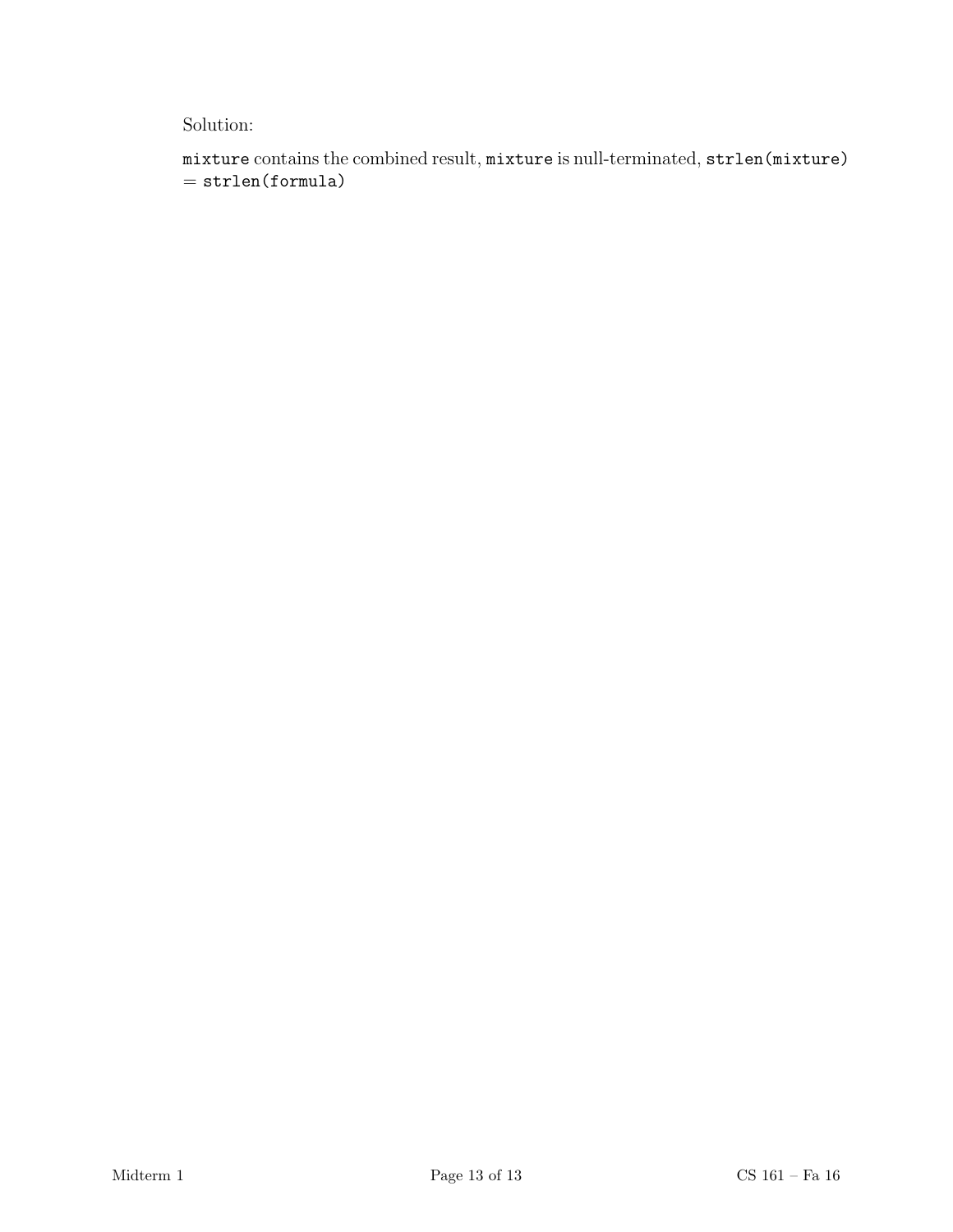Solution:

`mixture` contains the combined result, `mixture` is null-terminated, `strlen(mixture)` = `strlen(formula)`